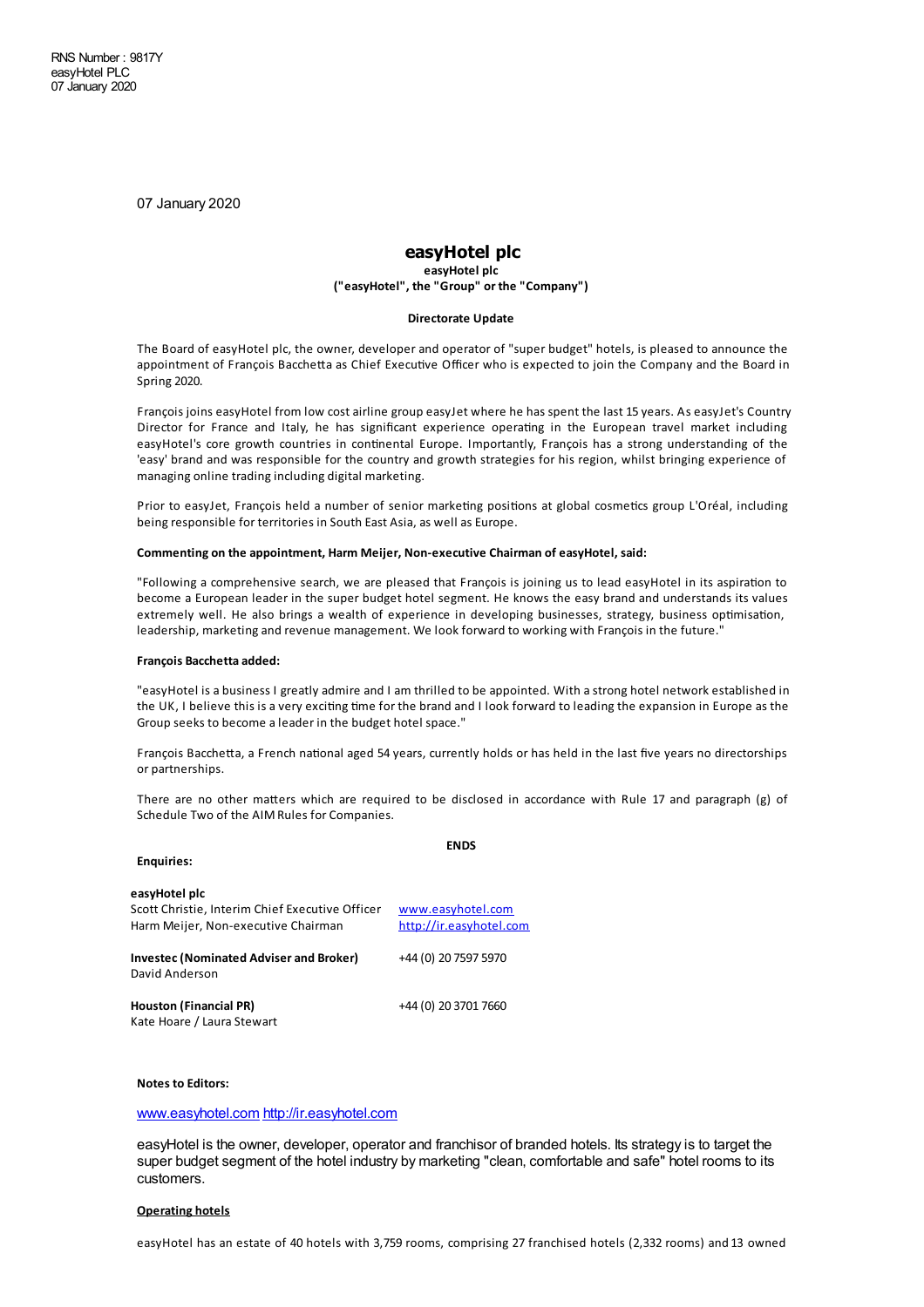RNS Number : 9817Y
easyHotel PLC
07 January 2020

07 January 2020

# easyHotel plc

**easyHotel plc**
**("easyHotel", the "Group" or the "Company")**

**Directorate Update**

The Board of easyHotel plc, the owner, developer and operator of "super budget" hotels, is pleased to announce the appointment of François Bacchetta as Chief Executive Officer who is expected to join the Company and the Board in Spring 2020.

François joins easyHotel from low cost airline group easyJet where he has spent the last 15 years. As easyJet's Country Director for France and Italy, he has significant experience operating in the European travel market including easyHotel's core growth countries in continental Europe. Importantly, François has a strong understanding of the 'easy' brand and was responsible for the country and growth strategies for his region, whilst bringing experience of managing online trading including digital marketing.

Prior to easyJet, François held a number of senior marketing positions at global cosmetics group L'Oréal, including being responsible for territories in South East Asia, as well as Europe.

**Commenting on the appointment, Harm Meijer, Non-executive Chairman of easyHotel, said:**

"Following a comprehensive search, we are pleased that François is joining us to lead easyHotel in its aspiration to become a European leader in the super budget hotel segment. He knows the easy brand and understands its values extremely well. He also brings a wealth of experience in developing businesses, strategy, business optimisation, leadership, marketing and revenue management. We look forward to working with François in the future."

**François Bacchetta added:**

"easyHotel is a business I greatly admire and I am thrilled to be appointed. With a strong hotel network established in the UK, I believe this is a very exciting time for the brand and I look forward to leading the expansion in Europe as the Group seeks to become a leader in the budget hotel space."

François Bacchetta, a French national aged 54 years, currently holds or has held in the last five years no directorships or partnerships.

There are no other matters which are required to be disclosed in accordance with Rule 17 and paragraph (g) of Schedule Two of the AIM Rules for Companies.

**ENDS**

**Enquiries:**

| | |
|---|---|
| **easyHotel plc** | |
| Scott Christie, Interim Chief Executive Officer | www.easyhotel.com |
| Harm Meijer, Non-executive Chairman | http://ir.easyhotel.com |
| **Investec (Nominated Adviser and Broker)** | +44 (0) 20 7597 5970 |
| David Anderson | |
| **Houston (Financial PR)** | +44 (0) 20 3701 7660 |
| Kate Hoare / Laura Stewart | |

**Notes to Editors:**

www.easyhotel.com http://ir.easyhotel.com

easyHotel is the owner, developer, operator and franchisor of branded hotels. Its strategy is to target the super budget segment of the hotel industry by marketing "clean, comfortable and safe" hotel rooms to its customers.

**Operating hotels**

easyHotel has an estate of 40 hotels with 3,759 rooms, comprising 27 franchised hotels (2,332 rooms) and 13 owned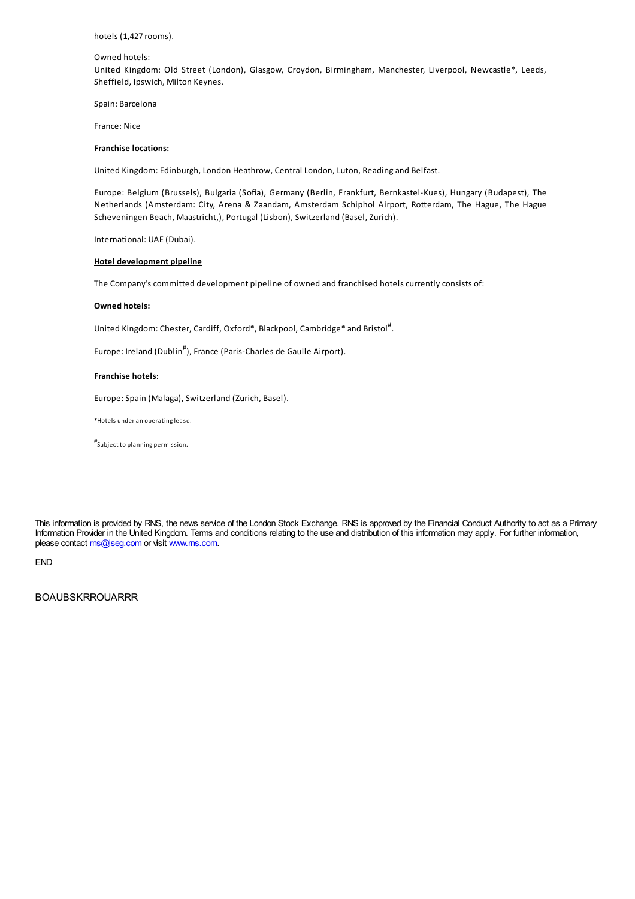hotels (1,427 rooms).

Owned hotels:
United Kingdom: Old Street (London), Glasgow, Croydon, Birmingham, Manchester, Liverpool, Newcastle*, Leeds, Sheffield, Ipswich, Milton Keynes.

Spain: Barcelona

France: Nice

**Franchise locations:**

United Kingdom: Edinburgh, London Heathrow, Central London, Luton, Reading and Belfast.

Europe: Belgium (Brussels), Bulgaria (Sofia), Germany (Berlin, Frankfurt, Bernkastel-Kues), Hungary (Budapest), The Netherlands (Amsterdam: City, Arena & Zaandam, Amsterdam Schiphol Airport, Rotterdam, The Hague, The Hague Scheveningen Beach, Maastricht,), Portugal (Lisbon), Switzerland (Basel, Zurich).

International: UAE (Dubai).

**Hotel development pipeline**

The Company's committed development pipeline of owned and franchised hotels currently consists of:

**Owned hotels:**

United Kingdom: Chester, Cardiff, Oxford*, Blackpool, Cambridge* and Bristol#.

Europe: Ireland (Dublin#), France (Paris-Charles de Gaulle Airport).

**Franchise hotels:**

Europe: Spain (Malaga), Switzerland (Zurich, Basel).

*Hotels under an operating lease.

#Subject to planning permission.

This information is provided by RNS, the news service of the London Stock Exchange. RNS is approved by the Financial Conduct Authority to act as a Primary Information Provider in the United Kingdom. Terms and conditions relating to the use and distribution of this information may apply. For further information, please contact rns@lseg.com or visit www.rns.com.

END

BOAUBSKRROUARRR